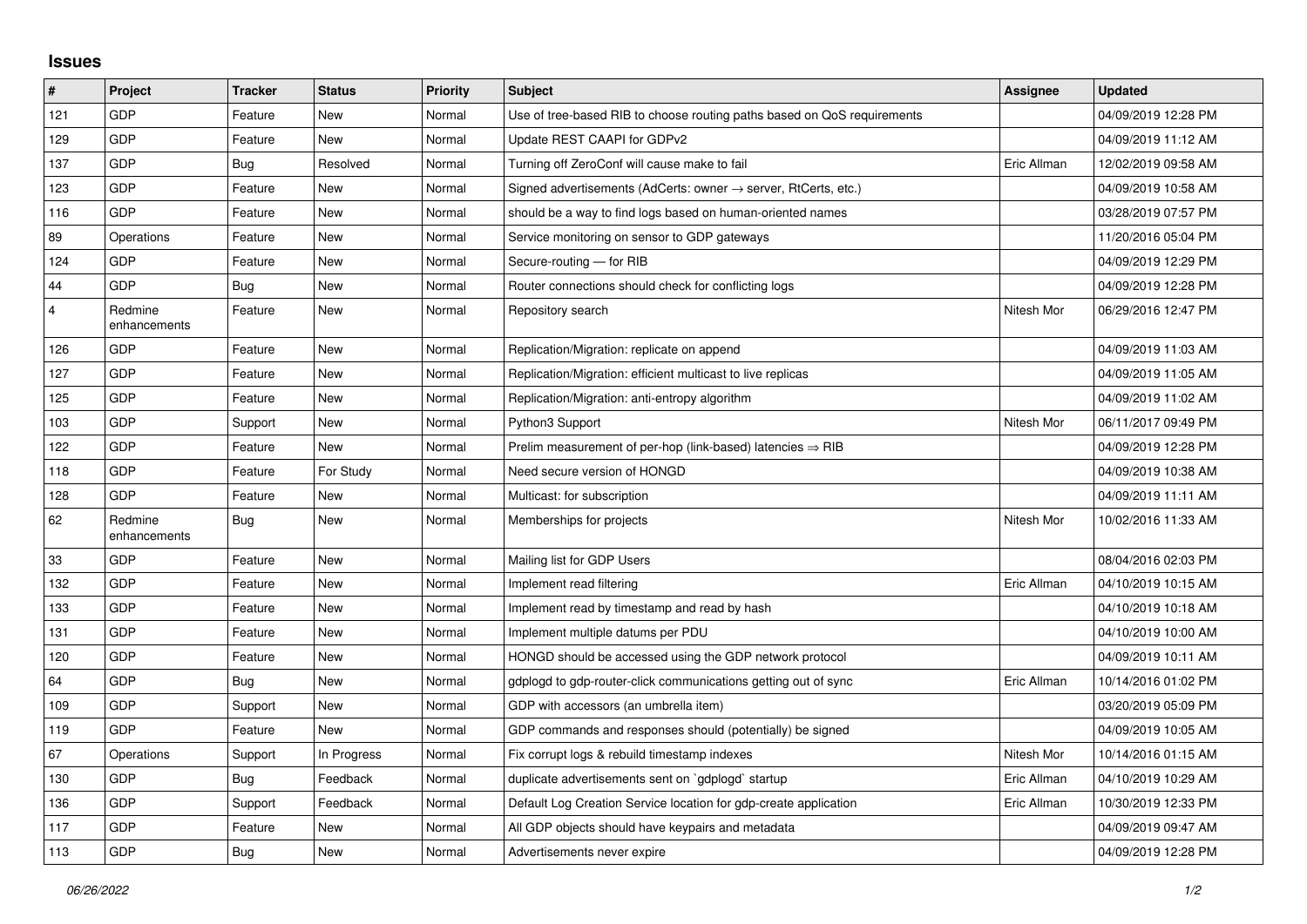## Issues

| # | Project | Tracker | Status | Priority | Subject | Assignee | Updated |
|---|---|---|---|---|---|---|---|
| 121 | GDP | Feature | New | Normal | Use of tree-based RIB to choose routing paths based on QoS requirements | | 04/09/2019 12:28 PM |
| 129 | GDP | Feature | New | Normal | Update REST CAAPI for GDPv2 | | 04/09/2019 11:12 AM |
| 137 | GDP | Bug | Resolved | Normal | Turning off ZeroConf will cause make to fail | Eric Allman | 12/02/2019 09:58 AM |
| 123 | GDP | Feature | New | Normal | Signed advertisements (AdCerts: owner → server, RtCerts, etc.) | | 04/09/2019 10:58 AM |
| 116 | GDP | Feature | New | Normal | should be a way to find logs based on human-oriented names | | 03/28/2019 07:57 PM |
| 89 | Operations | Feature | New | Normal | Service monitoring on sensor to GDP gateways | | 11/20/2016 05:04 PM |
| 124 | GDP | Feature | New | Normal | Secure-routing — for RIB | | 04/09/2019 12:29 PM |
| 44 | GDP | Bug | New | Normal | Router connections should check for conflicting logs | | 04/09/2019 12:28 PM |
| 4 | Redmine enhancements | Feature | New | Normal | Repository search | Nitesh Mor | 06/29/2016 12:47 PM |
| 126 | GDP | Feature | New | Normal | Replication/Migration: replicate on append | | 04/09/2019 11:03 AM |
| 127 | GDP | Feature | New | Normal | Replication/Migration: efficient multicast to live replicas | | 04/09/2019 11:05 AM |
| 125 | GDP | Feature | New | Normal | Replication/Migration: anti-entropy algorithm | | 04/09/2019 11:02 AM |
| 103 | GDP | Support | New | Normal | Python3 Support | Nitesh Mor | 06/11/2017 09:49 PM |
| 122 | GDP | Feature | New | Normal | Prelim measurement of per-hop (link-based) latencies ⇒ RIB | | 04/09/2019 12:28 PM |
| 118 | GDP | Feature | For Study | Normal | Need secure version of HONGD | | 04/09/2019 10:38 AM |
| 128 | GDP | Feature | New | Normal | Multicast: for subscription | | 04/09/2019 11:11 AM |
| 62 | Redmine enhancements | Bug | New | Normal | Memberships for projects | Nitesh Mor | 10/02/2016 11:33 AM |
| 33 | GDP | Feature | New | Normal | Mailing list for GDP Users | | 08/04/2016 02:03 PM |
| 132 | GDP | Feature | New | Normal | Implement read filtering | Eric Allman | 04/10/2019 10:15 AM |
| 133 | GDP | Feature | New | Normal | Implement read by timestamp and read by hash | | 04/10/2019 10:18 AM |
| 131 | GDP | Feature | New | Normal | Implement multiple datums per PDU | | 04/10/2019 10:00 AM |
| 120 | GDP | Feature | New | Normal | HONGD should be accessed using the GDP network protocol | | 04/09/2019 10:11 AM |
| 64 | GDP | Bug | New | Normal | gdplogd to gdp-router-click communications getting out of sync | Eric Allman | 10/14/2016 01:02 PM |
| 109 | GDP | Support | New | Normal | GDP with accessors (an umbrella item) | | 03/20/2019 05:09 PM |
| 119 | GDP | Feature | New | Normal | GDP commands and responses should (potentially) be signed | | 04/09/2019 10:05 AM |
| 67 | Operations | Support | In Progress | Normal | Fix corrupt logs & rebuild timestamp indexes | Nitesh Mor | 10/14/2016 01:15 AM |
| 130 | GDP | Bug | Feedback | Normal | duplicate advertisements sent on `gdplogd` startup | Eric Allman | 04/10/2019 10:29 AM |
| 136 | GDP | Support | Feedback | Normal | Default Log Creation Service location for gdp-create application | Eric Allman | 10/30/2019 12:33 PM |
| 117 | GDP | Feature | New | Normal | All GDP objects should have keypairs and metadata | | 04/09/2019 09:47 AM |
| 113 | GDP | Bug | New | Normal | Advertisements never expire | | 04/09/2019 12:28 PM |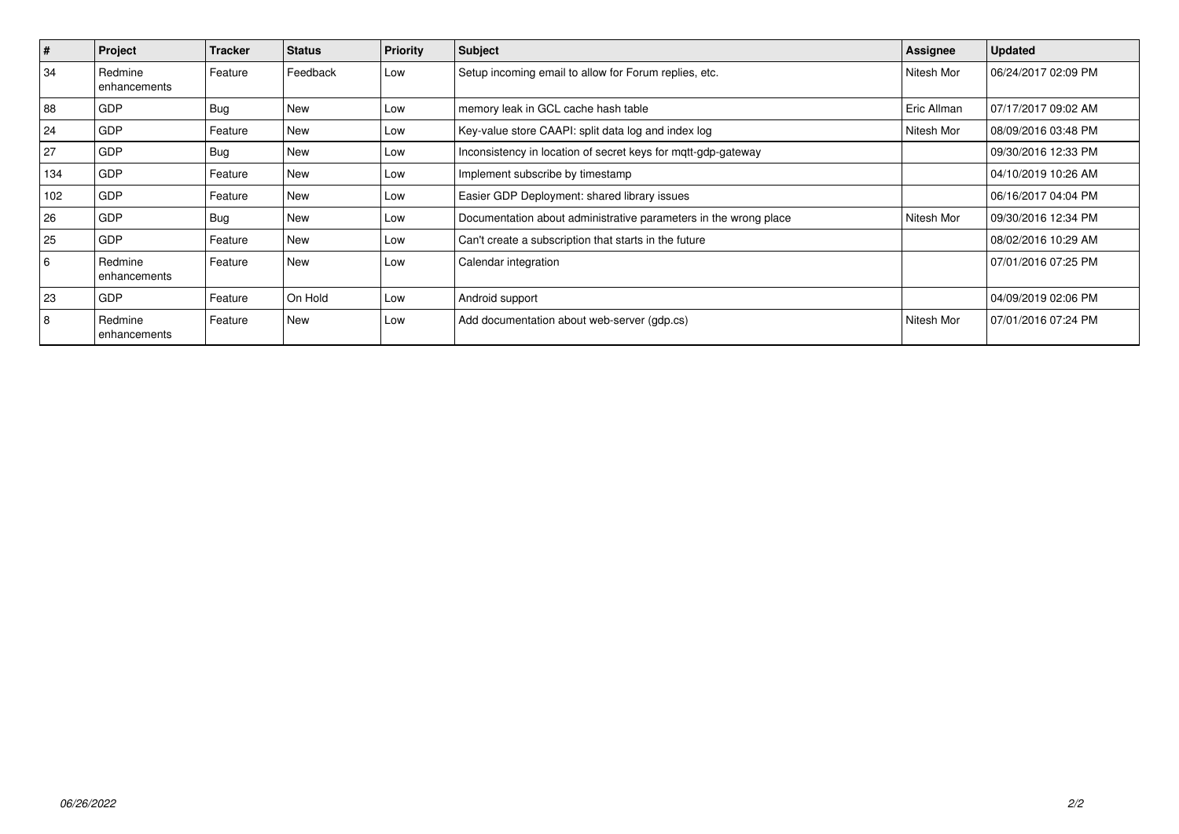| # | Project | Tracker | Status | Priority | Subject | Assignee | Updated |
| --- | --- | --- | --- | --- | --- | --- | --- |
| 34 | Redmine enhancements | Feature | Feedback | Low | Setup incoming email to allow for Forum replies, etc. | Nitesh Mor | 06/24/2017 02:09 PM |
| 88 | GDP | Bug | New | Low | memory leak in GCL cache hash table | Eric Allman | 07/17/2017 09:02 AM |
| 24 | GDP | Feature | New | Low | Key-value store CAAPI: split data log and index log | Nitesh Mor | 08/09/2016 03:48 PM |
| 27 | GDP | Bug | New | Low | Inconsistency in location of secret keys for mqtt-gdp-gateway | | 09/30/2016 12:33 PM |
| 134 | GDP | Feature | New | Low | Implement subscribe by timestamp | | 04/10/2019 10:26 AM |
| 102 | GDP | Feature | New | Low | Easier GDP Deployment: shared library issues | | 06/16/2017 04:04 PM |
| 26 | GDP | Bug | New | Low | Documentation about administrative parameters in the wrong place | Nitesh Mor | 09/30/2016 12:34 PM |
| 25 | GDP | Feature | New | Low | Can't create a subscription that starts in the future | | 08/02/2016 10:29 AM |
| 6 | Redmine enhancements | Feature | New | Low | Calendar integration | | 07/01/2016 07:25 PM |
| 23 | GDP | Feature | On Hold | Low | Android support | | 04/09/2019 02:06 PM |
| 8 | Redmine enhancements | Feature | New | Low | Add documentation about web-server (gdp.cs) | Nitesh Mor | 07/01/2016 07:24 PM |